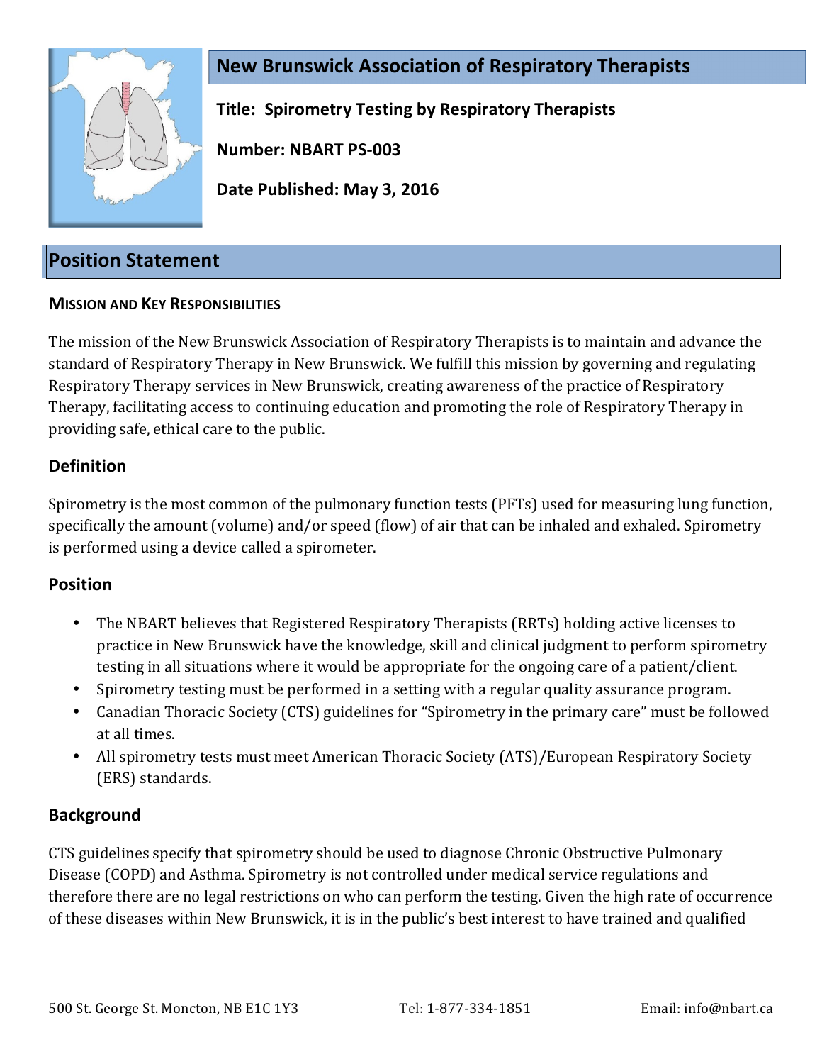# New Brunswick Association of Respiratory Therapists

**Title: Spirometry Testing by Respiratory Therapists**

**Number: NBART PS-003**

**Date Published: May 3, 2016**

## Position Statement

### MISSION AND KEY RESPONSIBILITIES

The mission of the New Brunswick Association of Respiratory Therapists is to maintain and advance the standard of Respiratory Therapy in New Brunswick. We fulfill this mission by governing and regulating Respiratory Therapy services in New Brunswick, creating awareness of the practice of Respiratory Therapy, facilitating access to continuing education and promoting the role of Respiratory Therapy in providing safe, ethical care to the public.

### Definition

Spirometry is the most common of the pulmonary function tests (PFTs) used for measuring lung function, specifically the amount (volume) and/or speed (flow) of air that can be inhaled and exhaled. Spirometry is performed using a device called a spirometer.

### Position

- The NBART believes that Registered Respiratory Therapists (RRTs) holding active licenses to practice in New Brunswick have the knowledge, skill and clinical judgment to perform spirometry testing in all situations where it would be appropriate for the ongoing care of a patient/client.
- Spirometry testing must be performed in a setting with a regular quality assurance program.
- Canadian Thoracic Society (CTS) guidelines for "Spirometry in the primary care" must be followed at all times.
- All spirometry tests must meet American Thoracic Society (ATS)/European Respiratory Society (ERS) standards.

### Background

CTS guidelines specify that spirometry should be used to diagnose Chronic Obstructive Pulmonary Disease (COPD) and Asthma. Spirometry is not controlled under medical service regulations and therefore there are no legal restrictions on who can perform the testing. Given the high rate of occurrence of these diseases within New Brunswick, it is in the public's best interest to have trained and qualified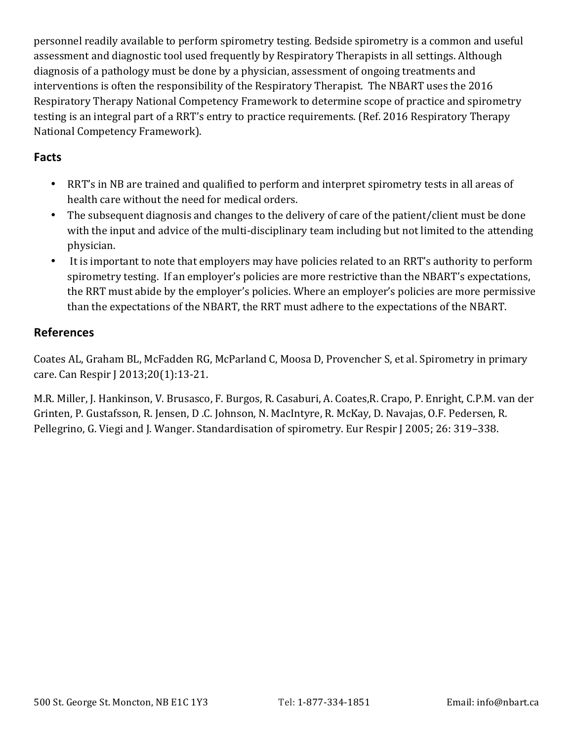personnel readily available to perform spirometry testing. Bedside spirometry is a common and useful assessment and diagnostic tool used frequently by Respiratory Therapists in all settings. Although diagnosis of a pathology must be done by a physician, assessment of ongoing treatments and interventions is often the responsibility of the Respiratory Therapist. The NBART uses the 2016 Respiratory Therapy National Competency Framework to determine scope of practice and spirometry testing is an integral part of a RRT's entry to practice requirements. (Ref. 2016 Respiratory Therapy National Competency Framework).

## Facts

- RRT's in NB are trained and qualified to perform and interpret spirometry tests in all areas of health care without the need for medical orders.
- The subsequent diagnosis and changes to the delivery of care of the patient/client must be done with the input and advice of the multi-disciplinary team including but not limited to the attending physician.
- It is important to note that employers may have policies related to an RRT's authority to perform spirometry testing. If an employer's policies are more restrictive than the NBART's expectations, the RRT must abide by the employer's policies. Where an employer's policies are more permissive than the expectations of the NBART, the RRT must adhere to the expectations of the NBART.

## References

Coates AL, Graham BL, McFadden RG, McParland C, Moosa D, Provencher S, et al. Spirometry in primary care. Can Respir J 2013;20(1):13-21.

M.R. Miller, J. Hankinson, V. Brusasco, F. Burgos, R. Casaburi, A. Coates,R. Crapo, P. Enright, C.P.M. van der Grinten, P. Gustafsson, R. Jensen, D .C. Johnson, N. MacIntyre, R. McKay, D. Navajas, O.F. Pedersen, R. Pellegrino, G. Viegi and J. Wanger. Standardisation of spirometry. Eur Respir J 2005; 26: 319–338.